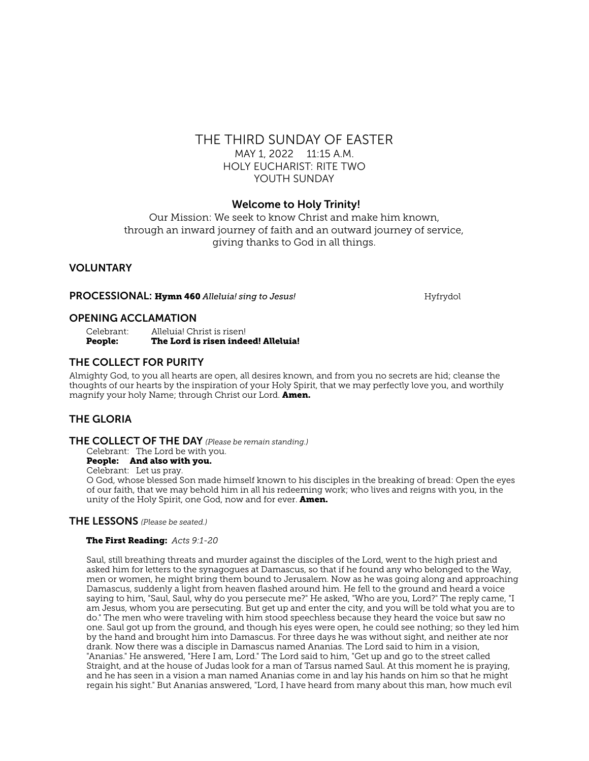# THE THIRD SUNDAY OF EASTER

MAY 1, 2022 11:15 A.M.
HOLY EUCHARIST: RITE TWO
YOUTH SUNDAY

**Welcome to Holy Trinity!**

Our Mission: We seek to know Christ and make him known, through an inward journey of faith and an outward journey of service, giving thanks to God in all things.

## VOLUNTARY

## PROCESSIONAL: **Hymn 460** *Alleluia! sing to Jesus!* Hyfrydol

## OPENING ACCLAMATION

Celebrant: Alleluia! Christ is risen!
**People: The Lord is risen indeed! Alleluia!**

## THE COLLECT FOR PURITY

Almighty God, to you all hearts are open, all desires known, and from you no secrets are hid; cleanse the thoughts of our hearts by the inspiration of your Holy Spirit, that we may perfectly love you, and worthily magnify your holy Name; through Christ our Lord. **Amen.**

## THE GLORIA

## THE COLLECT OF THE DAY *(Please be remain standing.)*

Celebrant: The Lord be with you.
**People: And also with you.**
Celebrant: Let us pray.

O God, whose blessed Son made himself known to his disciples in the breaking of bread: Open the eyes of our faith, that we may behold him in all his redeeming work; who lives and reigns with you, in the unity of the Holy Spirit, one God, now and for ever. **Amen.**

## THE LESSONS *(Please be seated.)*

**The First Reading:** *Acts 9:1-20*

Saul, still breathing threats and murder against the disciples of the Lord, went to the high priest and asked him for letters to the synagogues at Damascus, so that if he found any who belonged to the Way, men or women, he might bring them bound to Jerusalem. Now as he was going along and approaching Damascus, suddenly a light from heaven flashed around him. He fell to the ground and heard a voice saying to him, "Saul, Saul, why do you persecute me?" He asked, "Who are you, Lord?" The reply came, "I am Jesus, whom you are persecuting. But get up and enter the city, and you will be told what you are to do." The men who were traveling with him stood speechless because they heard the voice but saw no one. Saul got up from the ground, and though his eyes were open, he could see nothing; so they led him by the hand and brought him into Damascus. For three days he was without sight, and neither ate nor drank. Now there was a disciple in Damascus named Ananias. The Lord said to him in a vision, "Ananias." He answered, "Here I am, Lord." The Lord said to him, "Get up and go to the street called Straight, and at the house of Judas look for a man of Tarsus named Saul. At this moment he is praying, and he has seen in a vision a man named Ananias come in and lay his hands on him so that he might regain his sight." But Ananias answered, "Lord, I have heard from many about this man, how much evil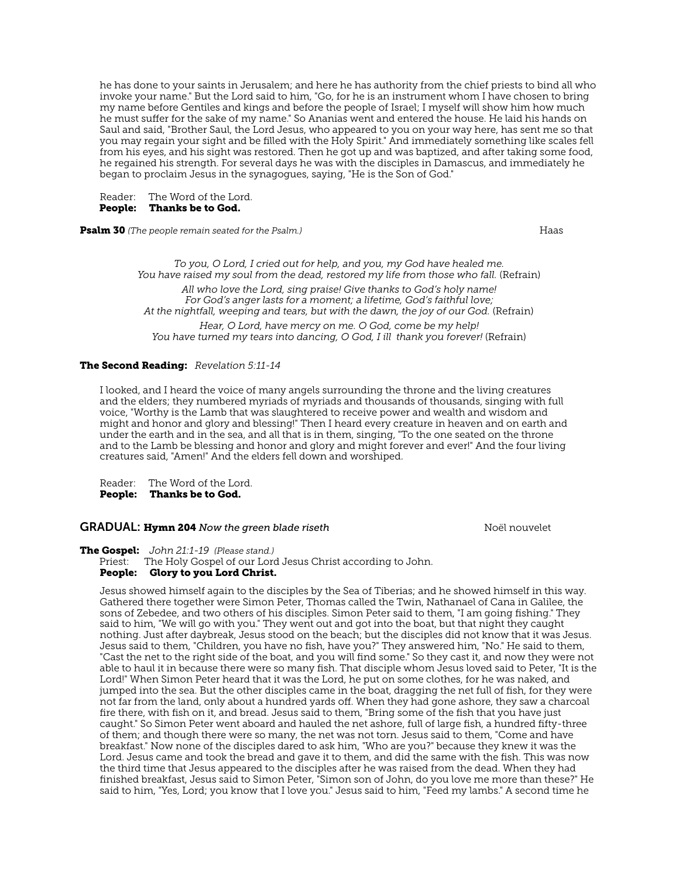he has done to your saints in Jerusalem; and here he has authority from the chief priests to bind all who invoke your name." But the Lord said to him, "Go, for he is an instrument whom I have chosen to bring my name before Gentiles and kings and before the people of Israel; I myself will show him how much he must suffer for the sake of my name." So Ananias went and entered the house. He laid his hands on Saul and said, "Brother Saul, the Lord Jesus, who appeared to you on your way here, has sent me so that you may regain your sight and be filled with the Holy Spirit." And immediately something like scales fell from his eyes, and his sight was restored. Then he got up and was baptized, and after taking some food, he regained his strength. For several days he was with the disciples in Damascus, and immediately he began to proclaim Jesus in the synagogues, saying, "He is the Son of God."

Reader: The Word of the Lord.
**People: Thanks be to God.**

**Psalm 30** *(The people remain seated for the Psalm.)* Haas

*To you, O Lord, I cried out for help, and you, my God have healed me.*
*You have raised my soul from the dead, restored my life from those who fall.* (Refrain)

*All who love the Lord, sing praise! Give thanks to God's holy name!*
*For God's anger lasts for a moment; a lifetime, God's faithful love;*
*At the nightfall, weeping and tears, but with the dawn, the joy of our God.* (Refrain)

*Hear, O Lord, have mercy on me. O God, come be my help!*
*You have turned my tears into dancing, O God, I ill thank you forever!* (Refrain)

**The Second Reading:** *Revelation 5:11-14*

I looked, and I heard the voice of many angels surrounding the throne and the living creatures and the elders; they numbered myriads of myriads and thousands of thousands, singing with full voice, "Worthy is the Lamb that was slaughtered to receive power and wealth and wisdom and might and honor and glory and blessing!" Then I heard every creature in heaven and on earth and under the earth and in the sea, and all that is in them, singing, "To the one seated on the throne and to the Lamb be blessing and honor and glory and might forever and ever!" And the four living creatures said, "Amen!" And the elders fell down and worshiped.

Reader: The Word of the Lord.
**People: Thanks be to God.**

GRADUAL: **Hymn 204** *Now the green blade riseth* Noël nouvelet

**The Gospel:** *John 21:1-19* *(Please stand.)*
Priest: The Holy Gospel of our Lord Jesus Christ according to John.
**People: Glory to you Lord Christ.**

Jesus showed himself again to the disciples by the Sea of Tiberias; and he showed himself in this way. Gathered there together were Simon Peter, Thomas called the Twin, Nathanael of Cana in Galilee, the sons of Zebedee, and two others of his disciples. Simon Peter said to them, "I am going fishing." They said to him, "We will go with you." They went out and got into the boat, but that night they caught nothing. Just after daybreak, Jesus stood on the beach; but the disciples did not know that it was Jesus. Jesus said to them, "Children, you have no fish, have you?" They answered him, "No." He said to them, "Cast the net to the right side of the boat, and you will find some." So they cast it, and now they were not able to haul it in because there were so many fish. That disciple whom Jesus loved said to Peter, "It is the Lord!" When Simon Peter heard that it was the Lord, he put on some clothes, for he was naked, and jumped into the sea. But the other disciples came in the boat, dragging the net full of fish, for they were not far from the land, only about a hundred yards off. When they had gone ashore, they saw a charcoal fire there, with fish on it, and bread. Jesus said to them, "Bring some of the fish that you have just caught." So Simon Peter went aboard and hauled the net ashore, full of large fish, a hundred fifty-three of them; and though there were so many, the net was not torn. Jesus said to them, "Come and have breakfast." Now none of the disciples dared to ask him, "Who are you?" because they knew it was the Lord. Jesus came and took the bread and gave it to them, and did the same with the fish. This was now the third time that Jesus appeared to the disciples after he was raised from the dead. When they had finished breakfast, Jesus said to Simon Peter, "Simon son of John, do you love me more than these?" He said to him, "Yes, Lord; you know that I love you." Jesus said to him, "Feed my lambs." A second time he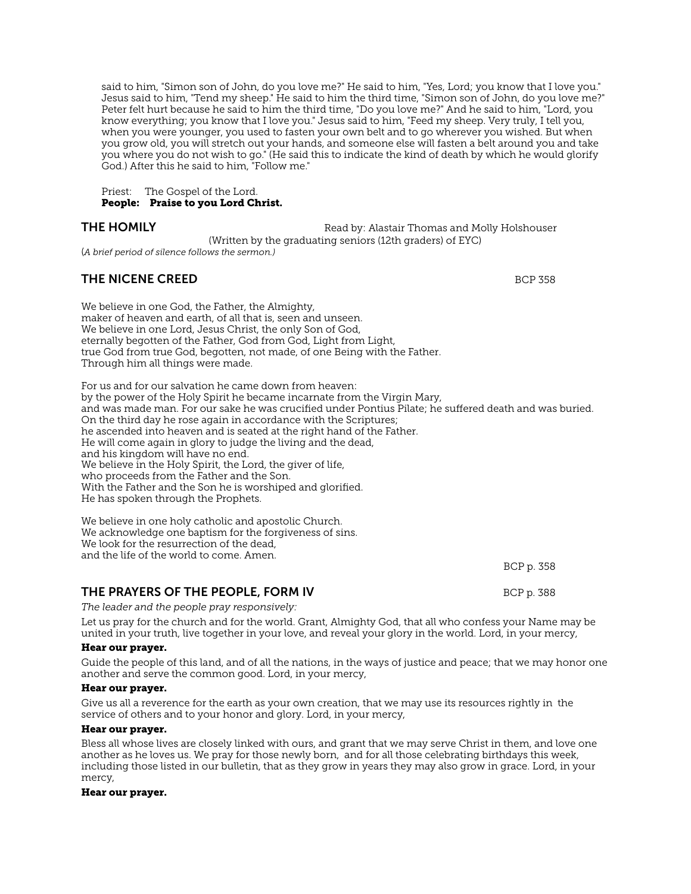said to him, "Simon son of John, do you love me?" He said to him, "Yes, Lord; you know that I love you." Jesus said to him, "Tend my sheep." He said to him the third time, "Simon son of John, do you love me?" Peter felt hurt because he said to him the third time, "Do you love me?" And he said to him, "Lord, you know everything; you know that I love you." Jesus said to him, "Feed my sheep. Very truly, I tell you, when you were younger, you used to fasten your own belt and to go wherever you wished. But when you grow old, you will stretch out your hands, and someone else will fasten a belt around you and take you where you do not wish to go." (He said this to indicate the kind of death by which he would glorify God.) After this he said to him, "Follow me."

Priest: The Gospel of the Lord.
**People: Praise to you Lord Christ.**

## THE HOMILY

Read by: Alastair Thomas and Molly Holshouser
(Written by the graduating seniors (12th graders) of EYC)

(*A brief period of silence follows the sermon.)*

## THE NICENE CREED

BCP 358

We believe in one God, the Father, the Almighty,
maker of heaven and earth, of all that is, seen and unseen.
We believe in one Lord, Jesus Christ, the only Son of God,
eternally begotten of the Father, God from God, Light from Light,
true God from true God, begotten, not made, of one Being with the Father.
Through him all things were made.

For us and for our salvation he came down from heaven:
by the power of the Holy Spirit he became incarnate from the Virgin Mary,
and was made man. For our sake he was crucified under Pontius Pilate; he suffered death and was buried.
On the third day he rose again in accordance with the Scriptures;
he ascended into heaven and is seated at the right hand of the Father.
He will come again in glory to judge the living and the dead,
and his kingdom will have no end.
We believe in the Holy Spirit, the Lord, the giver of life,
who proceeds from the Father and the Son.
With the Father and the Son he is worshiped and glorified.
He has spoken through the Prophets.

We believe in one holy catholic and apostolic Church.
We acknowledge one baptism for the forgiveness of sins.
We look for the resurrection of the dead,
and the life of the world to come. Amen.

BCP p. 358

## THE PRAYERS OF THE PEOPLE, FORM IV

BCP p. 388

*The leader and the people pray responsively:*

Let us pray for the church and for the world. Grant, Almighty God, that all who confess your Name may be united in your truth, live together in your love, and reveal your glory in the world. Lord, in your mercy,

**Hear our prayer.**

Guide the people of this land, and of all the nations, in the ways of justice and peace; that we may honor one another and serve the common good. Lord, in your mercy,

**Hear our prayer.**

Give us all a reverence for the earth as your own creation, that we may use its resources rightly in the service of others and to your honor and glory. Lord, in your mercy,

**Hear our prayer.**

Bless all whose lives are closely linked with ours, and grant that we may serve Christ in them, and love one another as he loves us. We pray for those newly born, and for all those celebrating birthdays this week, including those listed in our bulletin, that as they grow in years they may also grow in grace. Lord, in your mercy,

**Hear our prayer.**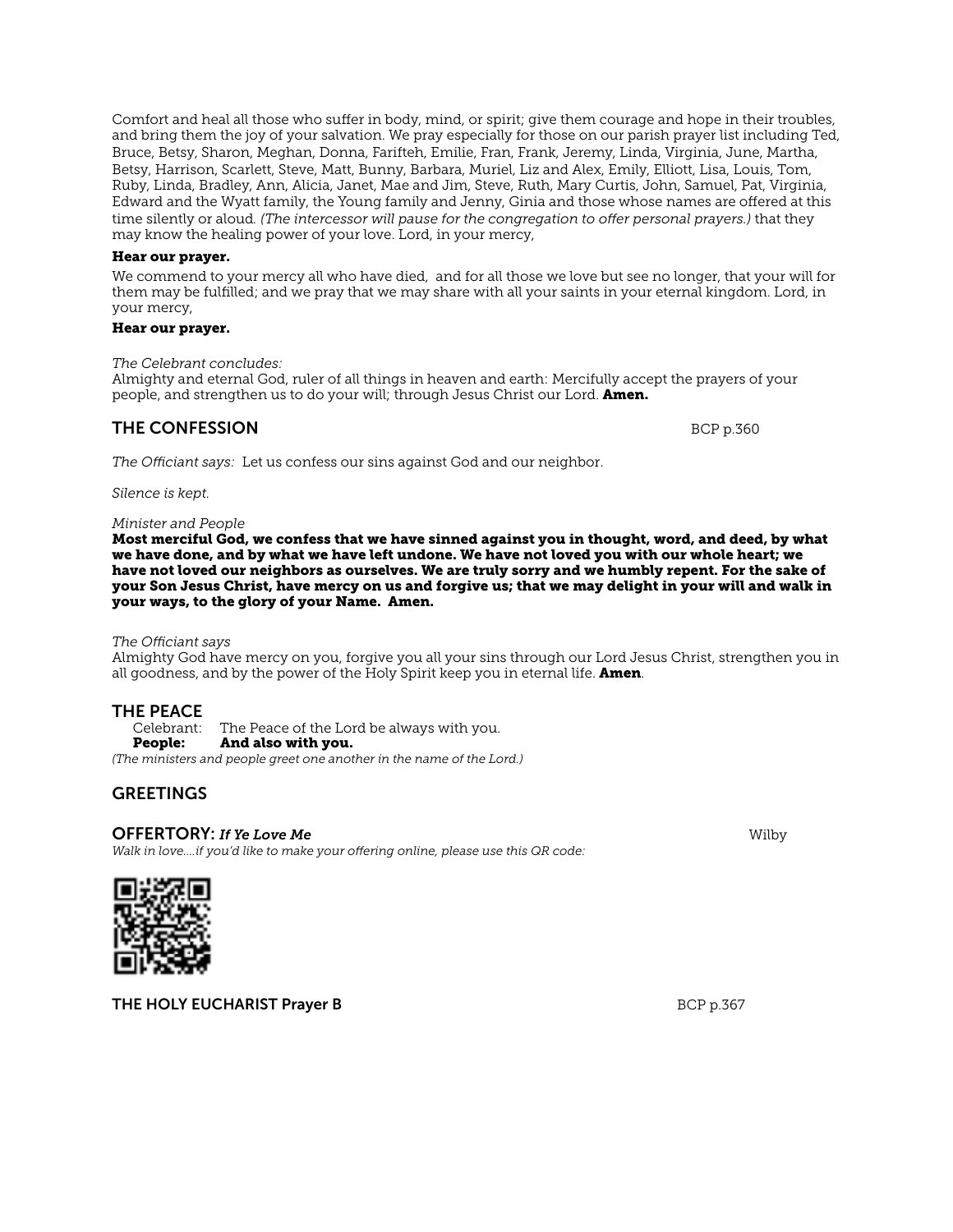Comfort and heal all those who suffer in body, mind, or spirit; give them courage and hope in their troubles, and bring them the joy of your salvation. We pray especially for those on our parish prayer list including Ted, Bruce, Betsy, Sharon, Meghan, Donna, Farifteh, Emilie, Fran, Frank, Jeremy, Linda, Virginia, June, Martha, Betsy, Harrison, Scarlett, Steve, Matt, Bunny, Barbara, Muriel, Liz and Alex, Emily, Elliott, Lisa, Louis, Tom, Ruby, Linda, Bradley, Ann, Alicia, Janet, Mae and Jim, Steve, Ruth, Mary Curtis, John, Samuel, Pat, Virginia, Edward and the Wyatt family, the Young family and Jenny, Ginia and those whose names are offered at this time silently or aloud. *(The intercessor will pause for the congregation to offer personal prayers.)* that they may know the healing power of your love. Lord, in your mercy,

**Hear our prayer.**

We commend to your mercy all who have died, and for all those we love but see no longer, that your will for them may be fulfilled; and we pray that we may share with all your saints in your eternal kingdom. Lord, in your mercy,

**Hear our prayer.**

*The Celebrant concludes:*
Almighty and eternal God, ruler of all things in heaven and earth: Mercifully accept the prayers of your people, and strengthen us to do your will; through Jesus Christ our Lord. **Amen.**

## THE CONFESSION BCP p.360

*The Officiant says:* Let us confess our sins against God and our neighbor.

*Silence is kept.*

*Minister and People*
**Most merciful God, we confess that we have sinned against you in thought, word, and deed, by what we have done, and by what we have left undone. We have not loved you with our whole heart; we have not loved our neighbors as ourselves. We are truly sorry and we humbly repent. For the sake of your Son Jesus Christ, have mercy on us and forgive us; that we may delight in your will and walk in your ways, to the glory of your Name. Amen.**

*The Officiant says*
Almighty God have mercy on you, forgive you all your sins through our Lord Jesus Christ, strengthen you in all goodness, and by the power of the Holy Spirit keep you in eternal life. **Amen**.

## THE PEACE

Celebrant: The Peace of the Lord be always with you.
**People: And also with you.**
*(The ministers and people greet one another in the name of the Lord.)*

## GREETINGS

## OFFERTORY: *If Ye Love Me* Wilby

*Walk in love....if you'd like to make your offering online, please use this QR code:*

## THE HOLY EUCHARIST Prayer B BCP p.367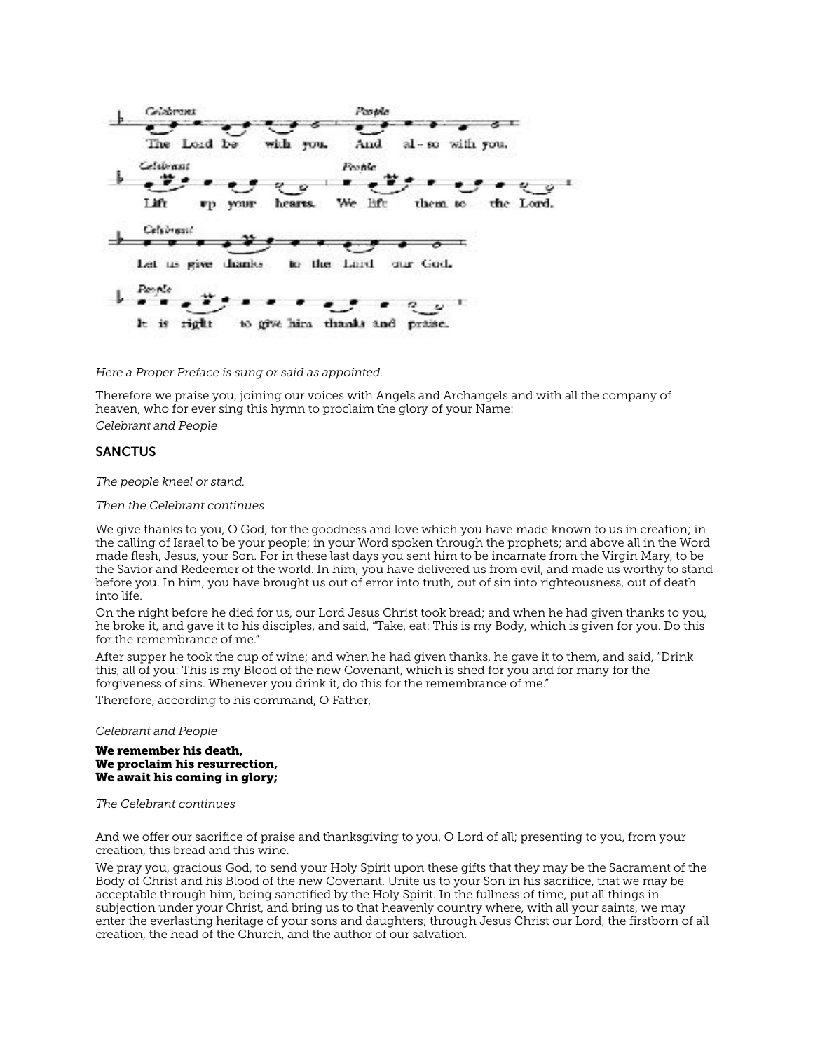*Celebrant*

The Lord be with you.

*People*

And al - so with you.

*Celebrant*

Lift up your hearts.

*People*

We lift them to the Lord.

*Celebrant*

Let us give thanks to the Lord our God.

*People*

It is right to give him thanks and praise.

*Here a Proper Preface is sung or said as appointed.*

Therefore we praise you, joining our voices with Angels and Archangels and with all the company of heaven, who for ever sing this hymn to proclaim the glory of your Name:

*Celebrant and People*

## SANCTUS

*The people kneel or stand.*

*Then the Celebrant continues*

We give thanks to you, O God, for the goodness and love which you have made known to us in creation; in the calling of Israel to be your people; in your Word spoken through the prophets; and above all in the Word made flesh, Jesus, your Son. For in these last days you sent him to be incarnate from the Virgin Mary, to be the Savior and Redeemer of the world. In him, you have delivered us from evil, and made us worthy to stand before you. In him, you have brought us out of error into truth, out of sin into righteousness, out of death into life.

On the night before he died for us, our Lord Jesus Christ took bread; and when he had given thanks to you, he broke it, and gave it to his disciples, and said, "Take, eat: This is my Body, which is given for you. Do this for the remembrance of me."

After supper he took the cup of wine; and when he had given thanks, he gave it to them, and said, "Drink this, all of you: This is my Blood of the new Covenant, which is shed for you and for many for the forgiveness of sins. Whenever you drink it, do this for the remembrance of me."

Therefore, according to his command, O Father,

*Celebrant and People*

**We remember his death,**
**We proclaim his resurrection,**
**We await his coming in glory;**

*The Celebrant continues*

And we offer our sacrifice of praise and thanksgiving to you, O Lord of all; presenting to you, from your creation, this bread and this wine.

We pray you, gracious God, to send your Holy Spirit upon these gifts that they may be the Sacrament of the Body of Christ and his Blood of the new Covenant. Unite us to your Son in his sacrifice, that we may be acceptable through him, being sanctified by the Holy Spirit. In the fullness of time, put all things in subjection under your Christ, and bring us to that heavenly country where, with all your saints, we may enter the everlasting heritage of your sons and daughters; through Jesus Christ our Lord, the firstborn of all creation, the head of the Church, and the author of our salvation.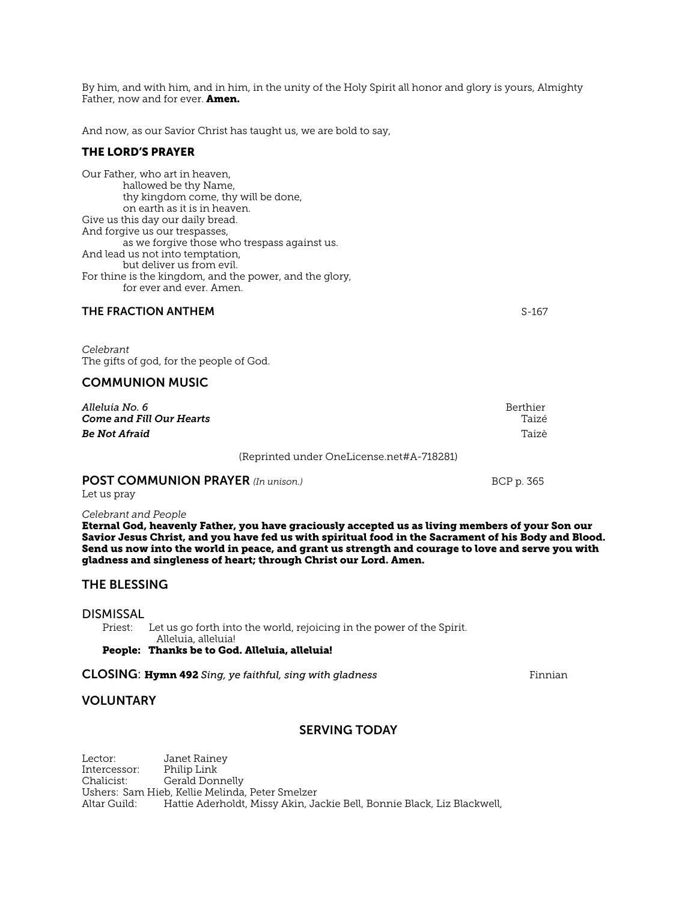By him, and with him, and in him, in the unity of the Holy Spirit all honor and glory is yours, Almighty Father, now and for ever. **Amen.**

And now, as our Savior Christ has taught us, we are bold to say,

### THE LORD'S PRAYER

Our Father, who art in heaven,
hallowed be thy Name,
thy kingdom come, thy will be done,
on earth as it is in heaven.
Give us this day our daily bread.
And forgive us our trespasses,
as we forgive those who trespass against us.
And lead us not into temptation,
but deliver us from evil.
For thine is the kingdom, and the power, and the glory,
for ever and ever. Amen.

### THE FRACTION ANTHEM S-167

*Celebrant*
The gifts of god, for the people of God.

### COMMUNION MUSIC

***Alleluia No. 6*** Berthier
***Come and Fill Our Hearts*** Taizé
***Be Not Afraid*** Taizè

(Reprinted under OneLicense.net#A-718281)

### POST COMMUNION PRAYER *(In unison.)* BCP p. 365

Let us pray

*Celebrant and People*
**Eternal God, heavenly Father, you have graciously accepted us as living members of your Son our Savior Jesus Christ, and you have fed us with spiritual food in the Sacrament of his Body and Blood. Send us now into the world in peace, and grant us strength and courage to love and serve you with gladness and singleness of heart; through Christ our Lord. Amen.**

### THE BLESSING

### DISMISSAL

Priest: Let us go forth into the world, rejoicing in the power of the Spirit. Alleluia, alleluia!
**People: Thanks be to God. Alleluia, alleluia!**

### CLOSING: **Hymn 492** *Sing, ye faithful, sing with gladness* Finnian

### VOLUNTARY

## SERVING TODAY

Lector: Janet Rainey
Intercessor: Philip Link
Chalicist: Gerald Donnelly
Ushers: Sam Hieb, Kellie Melinda, Peter Smelzer
Altar Guild: Hattie Aderholdt, Missy Akin, Jackie Bell, Bonnie Black, Liz Blackwell,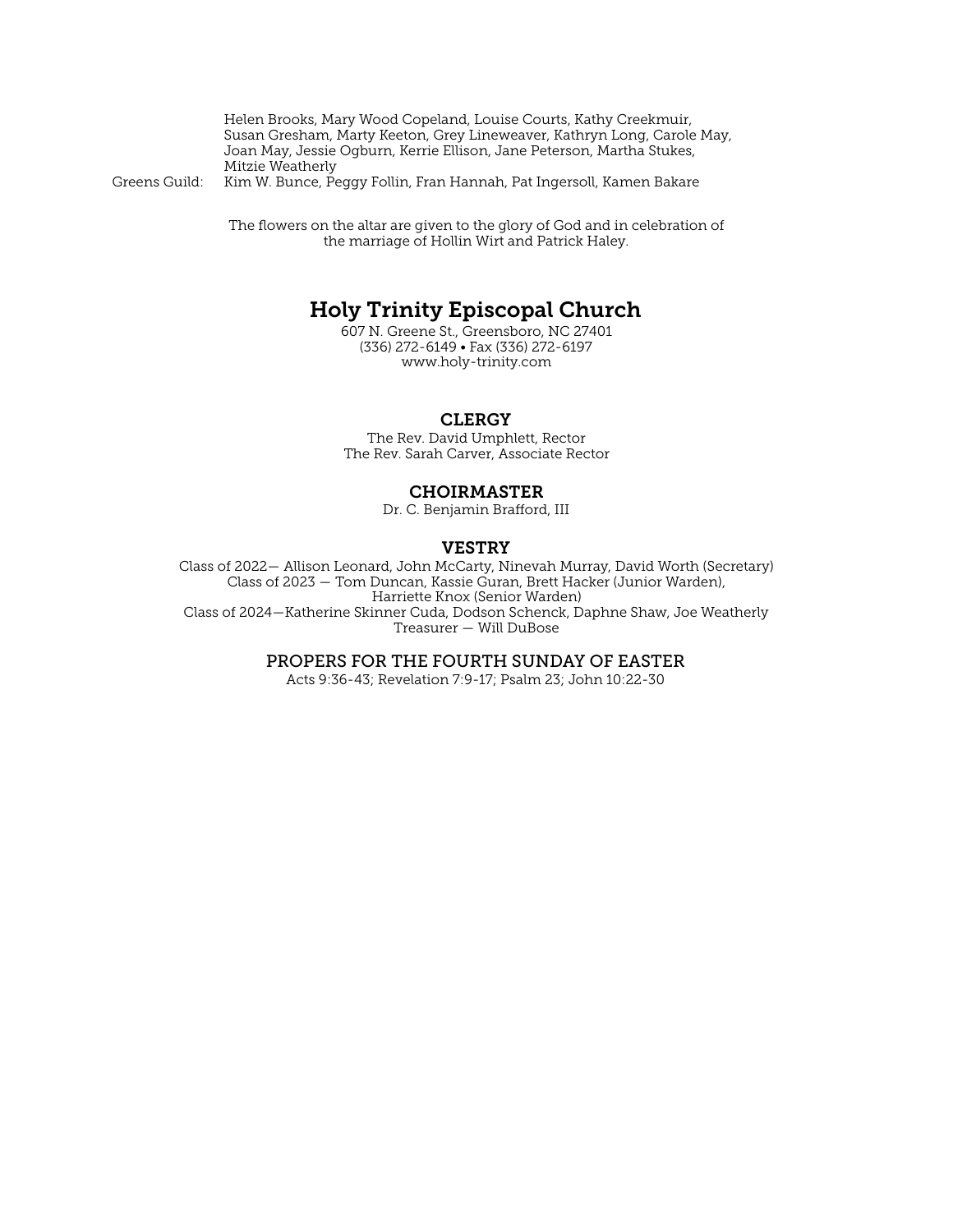Helen Brooks, Mary Wood Copeland, Louise Courts, Kathy Creekmuir, Susan Gresham, Marty Keeton, Grey Lineweaver, Kathryn Long, Carole May, Joan May, Jessie Ogburn, Kerrie Ellison, Jane Peterson, Martha Stukes, Mitzie Weatherly

Greens Guild: Kim W. Bunce, Peggy Follin, Fran Hannah, Pat Ingersoll, Kamen Bakare

The flowers on the altar are given to the glory of God and in celebration of the marriage of Hollin Wirt and Patrick Haley.

## Holy Trinity Episcopal Church

607 N. Greene St., Greensboro, NC 27401
(336) 272-6149 • Fax (336) 272-6197
www.holy-trinity.com

### CLERGY

The Rev. David Umphlett, Rector
The Rev. Sarah Carver, Associate Rector

### CHOIRMASTER

Dr. C. Benjamin Brafford, III

### VESTRY

Class of 2022— Allison Leonard, John McCarty, Ninevah Murray, David Worth (Secretary)
Class of 2023 — Tom Duncan, Kassie Guran, Brett Hacker (Junior Warden), Harriette Knox (Senior Warden)
Class of 2024—Katherine Skinner Cuda, Dodson Schenck, Daphne Shaw, Joe Weatherly
Treasurer — Will DuBose

### PROPERS FOR THE FOURTH SUNDAY OF EASTER

Acts 9:36-43; Revelation 7:9-17; Psalm 23; John 10:22-30